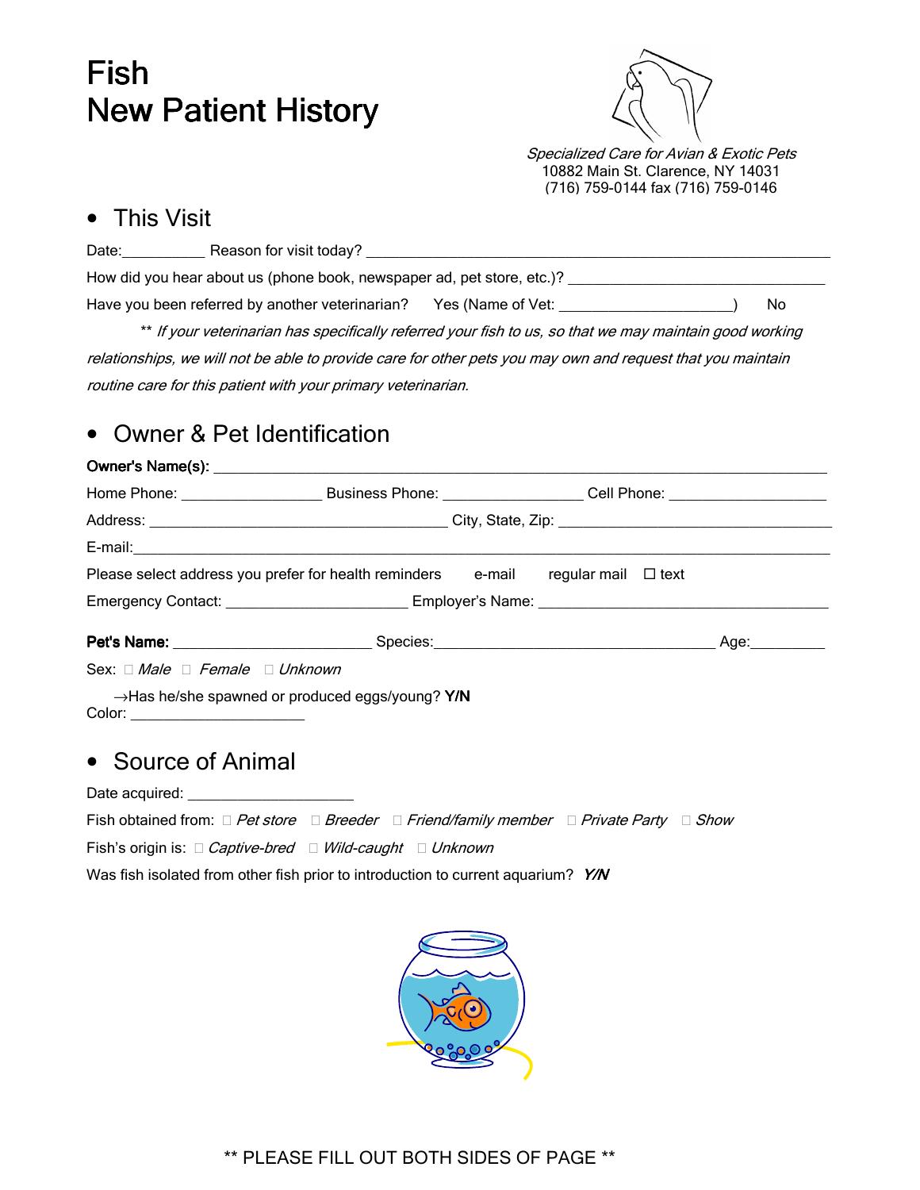# Fish
# New Patient History

*Specialized Care for Avian & Exotic Pets*
10882 Main St. Clarence, NY 14031
(716) 759-0144 fax (716) 759-0146

## • This Visit

Date:__________ Reason for visit today? ____________________________________________________________

How did you hear about us (phone book, newspaper ad, pet store, etc.)? _________________________________

Have you been referred by another veterinarian? Yes (Name of Vet: _____________________) No

** *If your veterinarian has specifically referred your fish to us, so that we may maintain good working relationships, we will not be able to provide care for other pets you may own and request that you maintain routine care for this patient with your primary veterinarian.*

## • Owner & Pet Identification

**Owner's Name(s):** ____________________________________________________________________________

Home Phone: ________________ Business Phone: ________________ Cell Phone: ___________________

Address: ____________________________________ City, State, Zip: __________________________________

E-mail:__________________________________________________________________________________________

Please select address you prefer for health reminders e-mail regular mail ☐ text

Emergency Contact: ______________________ Employer's Name: ____________________________________

**Pet's Name:** ________________________ Species:__________________________________ Age:_________

Sex: ☐ *Male* ☐ *Female* ☐ *Unknown*

→Has he/she spawned or produced eggs/young? **Y/N**

Color: _____________________

## • Source of Animal

Date acquired: ____________________

Fish obtained from: ☐ *Pet store* ☐ *Breeder* ☐ *Friend/family member* ☐ *Private Party* ☐ *Show*

Fish's origin is: ☐ *Captive-bred* ☐ *Wild-caught* ☐ *Unknown*

Was fish isolated from other fish prior to introduction to current aquarium? ***Y/N***

** PLEASE FILL OUT BOTH SIDES OF PAGE **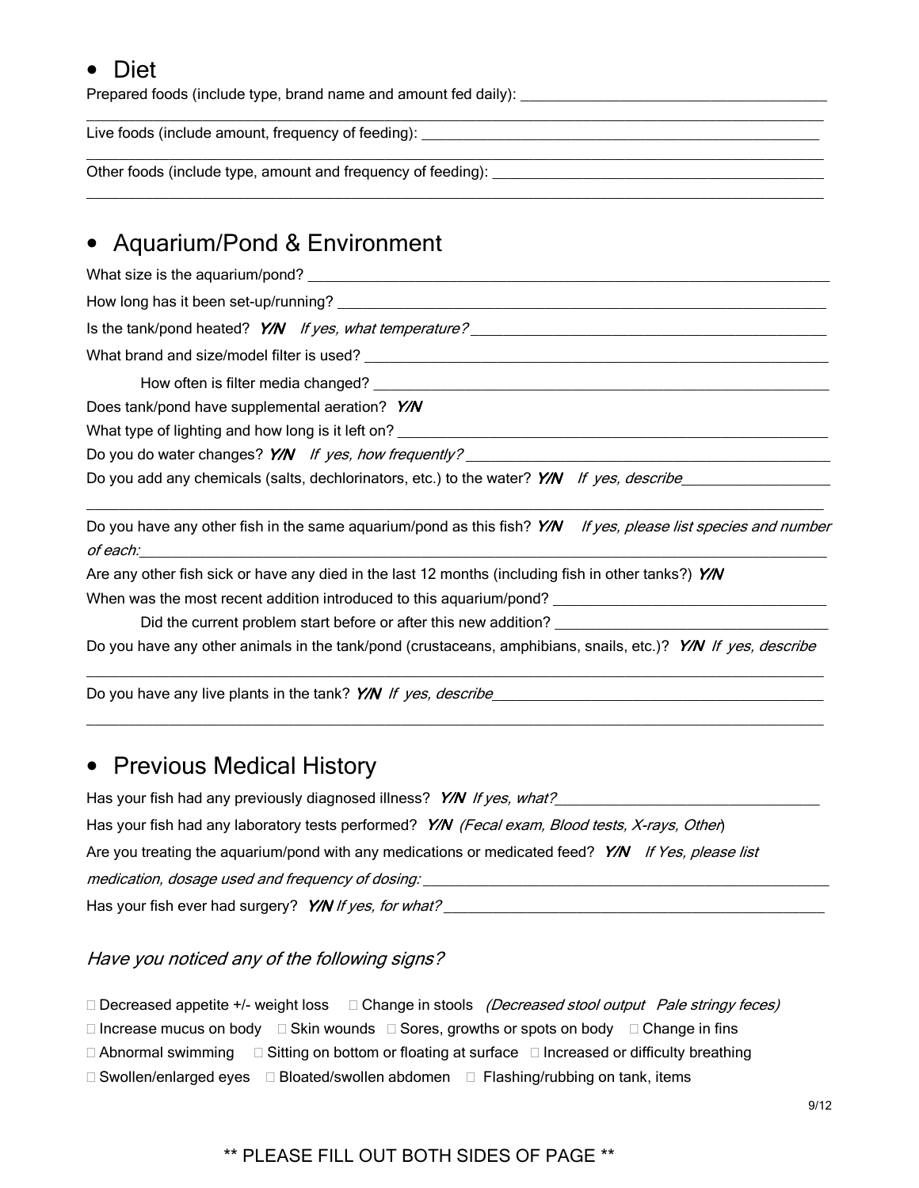- Diet

Prepared foods (include type, brand name and amount fed daily): ___________________________________

Live foods (include amount, frequency of feeding): ___________________________________

Other foods (include type, amount and frequency of feeding): ___________________________________

- Aquarium/Pond & Environment

What size is the aquarium/pond? ___________________________________

How long has it been set-up/running? ___________________________________

Is the tank/pond heated? ***Y/N*** *If yes, what temperature?* ___________________________________

What brand and size/model filter is used? ___________________________________

How often is filter media changed? ___________________________________

Does tank/pond have supplemental aeration? ***Y/N***

What type of lighting and how long is it left on? ___________________________________

Do you do water changes? ***Y/N*** *If yes, how frequently?* ___________________________________

Do you add any chemicals (salts, dechlorinators, etc.) to the water? ***Y/N*** *If yes, describe* ___________________________________

Do you have any other fish in the same aquarium/pond as this fish? ***Y/N*** *If yes, please list species and number of each:* ___________________________________

Are any other fish sick or have any died in the last 12 months (including fish in other tanks?) ***Y/N***

When was the most recent addition introduced to this aquarium/pond? ___________________________________

Did the current problem start before or after this new addition? ___________________________________

Do you have any other animals in the tank/pond (crustaceans, amphibians, snails, etc.)? ***Y/N*** *If yes, describe* ___________________________________

Do you have any live plants in the tank? ***Y/N*** *If yes, describe* ___________________________________

- Previous Medical History

Has your fish had any previously diagnosed illness? ***Y/N*** *If yes, what?* ___________________________________

Has your fish had any laboratory tests performed? ***Y/N*** *(Fecal exam, Blood tests, X-rays, Other)*

Are you treating the aquarium/pond with any medications or medicated feed? ***Y/N*** *If Yes, please list medication, dosage used and frequency of dosing:* ___________________________________

Has your fish ever had surgery? ***Y/N*** *If yes, for what?* ___________________________________

*Have you noticed any of the following signs?*

☐ Decreased appetite +/- weight loss ☐ Change in stools *(Decreased stool output Pale stringy feces)*
☐ Increase mucus on body ☐ Skin wounds ☐ Sores, growths or spots on body ☐ Change in fins
☐ Abnormal swimming ☐ Sitting on bottom or floating at surface ☐ Increased or difficulty breathing
☐ Swollen/enlarged eyes ☐ Bloated/swollen abdomen ☐ Flashing/rubbing on tank, items

** PLEASE FILL OUT BOTH SIDES OF PAGE **